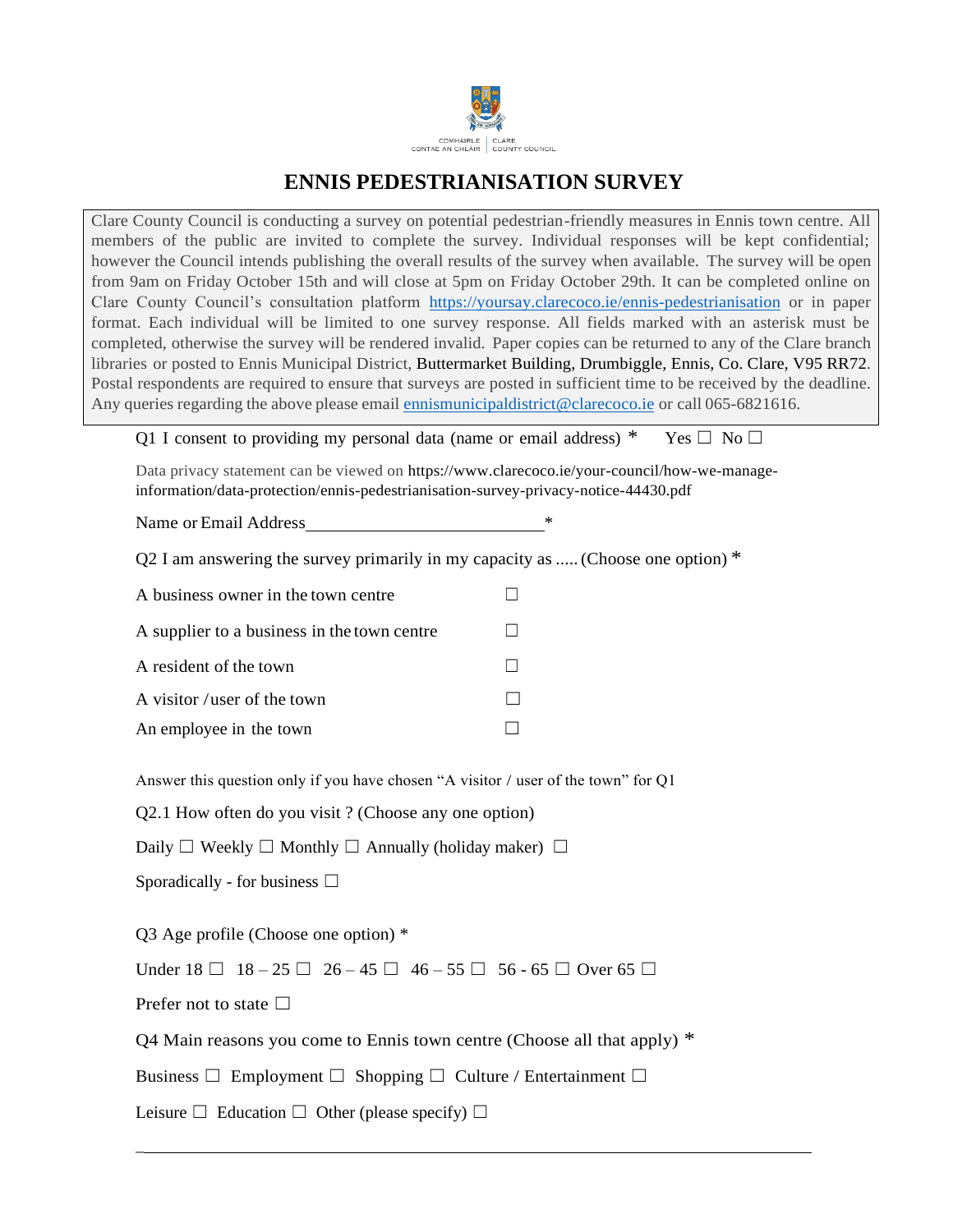COMHAIRLE CONTAE AN CHLÁIR | CLARE COUNTY COUNCIL

# ENNIS PEDESTRIANISATION SURVEY

Clare County Council is conducting a survey on potential pedestrian-friendly measures in Ennis town centre. All members of the public are invited to complete the survey. Individual responses will be kept confidential; however the Council intends publishing the overall results of the survey when available. The survey will be open from 9am on Friday October 15th and will close at 5pm on Friday October 29th. It can be completed online on Clare County Council's consultation platform https://yoursay.clarecoco.ie/ennis-pedestrianisation or in paper format. Each individual will be limited to one survey response. All fields marked with an asterisk must be completed, otherwise the survey will be rendered invalid. Paper copies can be returned to any of the Clare branch libraries or posted to Ennis Municipal District, Buttermarket Building, Drumbiggle, Ennis, Co. Clare, V95 RR72. Postal respondents are required to ensure that surveys are posted in sufficient time to be received by the deadline. Any queries regarding the above please email ennismunicipaldistrict@clarecoco.ie or call 065-6821616.

Q1 I consent to providing my personal data (name or email address) * Yes ☐ No ☐

Data privacy statement can be viewed on https://www.clarecoco.ie/your-council/how-we-manage-information/data-protection/ennis-pedestrianisation-survey-privacy-notice-44430.pdf

Name or Email Address ______________________________ *

Q2 I am answering the survey primarily in my capacity as ..... (Choose one option) *

A business owner in the town centre ☐

A supplier to a business in the town centre ☐

A resident of the town ☐

A visitor / user of the town ☐

An employee in the town ☐

Answer this question only if you have chosen "A visitor / user of the town" for Q1

Q2.1 How often do you visit ? (Choose any one option)

Daily ☐ Weekly ☐ Monthly ☐ Annually (holiday maker) ☐

Sporadically - for business ☐

Q3 Age profile (Choose one option) *

Under 18 ☐ 18 – 25 ☐ 26 – 45 ☐ 46 – 55 ☐ 56 - 65 ☐ Over 65 ☐

Prefer not to state ☐

Q4 Main reasons you come to Ennis town centre (Choose all that apply) *

Business ☐ Employment ☐ Shopping ☐ Culture / Entertainment ☐

Leisure ☐ Education ☐ Other (please specify) ☐

______________________________________________________________________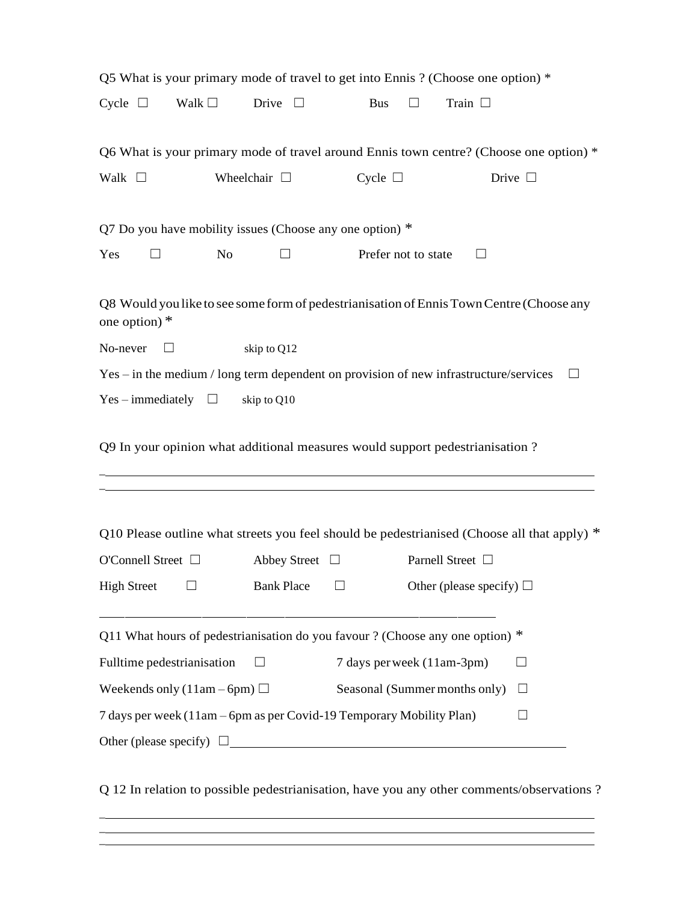Q5 What is your primary mode of travel to get into Ennis ? (Choose one option) *

Cycle ☐ Walk ☐ Drive ☐ Bus ☐ Train ☐

Q6 What is your primary mode of travel around Ennis town centre? (Choose one option) *

Walk ☐ Wheelchair ☐ Cycle ☐ Drive ☐

Q7 Do you have mobility issues (Choose any one option) *

Yes ☐ No ☐ Prefer not to state ☐

Q8 Would you like to see some form of pedestrianisation of Ennis Town Centre (Choose any one option) *

No-never ☐ skip to Q12

Yes – in the medium / long term dependent on provision of new infrastructure/services ☐

Yes – immediately ☐ skip to Q10

Q9 In your opinion what additional measures would support pedestrianisation ?

\_\_\_\_\_\_\_\_\_\_\_\_\_\_\_\_\_\_\_\_\_\_\_\_\_\_\_\_\_\_\_\_\_\_\_\_\_\_\_\_\_\_\_\_\_\_\_\_\_\_\_\_\_\_\_\_\_\_\_\_\_\_\_\_\_\_\_\_\_\_

\_\_\_\_\_\_\_\_\_\_\_\_\_\_\_\_\_\_\_\_\_\_\_\_\_\_\_\_\_\_\_\_\_\_\_\_\_\_\_\_\_\_\_\_\_\_\_\_\_\_\_\_\_\_\_\_\_\_\_\_\_\_\_\_\_\_\_\_\_\_

Q10 Please outline what streets you feel should be pedestrianised (Choose all that apply) *

O'Connell Street ☐ Abbey Street ☐ Parnell Street ☐

High Street ☐ Bank Place ☐ Other (please specify) ☐

\_\_\_\_\_\_\_\_\_\_\_\_\_\_\_\_\_\_\_\_\_\_\_\_\_\_\_\_\_\_\_\_\_\_\_\_\_\_\_\_\_\_\_\_\_\_\_\_\_\_\_\_\_\_\_\_\_\_

Q11 What hours of pedestrianisation do you favour ? (Choose any one option) *

Fulltime pedestrianisation ☐ 7 days per week (11am-3pm) ☐

Weekends only (11am – 6pm) ☐ Seasonal (Summer months only) ☐

7 days per week (11am – 6pm as per Covid-19 Temporary Mobility Plan) ☐

Other (please specify) ☐\_\_\_\_\_\_\_\_\_\_\_\_\_\_\_\_\_\_\_\_\_\_\_\_\_\_\_\_\_\_\_\_\_\_\_\_\_\_\_\_\_\_\_\_\_\_\_\_

Q 12 In relation to possible pedestrianisation, have you any other comments/observations ?

\_\_\_\_\_\_\_\_\_\_\_\_\_\_\_\_\_\_\_\_\_\_\_\_\_\_\_\_\_\_\_\_\_\_\_\_\_\_\_\_\_\_\_\_\_\_\_\_\_\_\_\_\_\_\_\_\_\_\_\_\_\_\_\_\_\_\_\_\_\_

\_\_\_\_\_\_\_\_\_\_\_\_\_\_\_\_\_\_\_\_\_\_\_\_\_\_\_\_\_\_\_\_\_\_\_\_\_\_\_\_\_\_\_\_\_\_\_\_\_\_\_\_\_\_\_\_\_\_\_\_\_\_\_\_\_\_\_\_\_\_

\_\_\_\_\_\_\_\_\_\_\_\_\_\_\_\_\_\_\_\_\_\_\_\_\_\_\_\_\_\_\_\_\_\_\_\_\_\_\_\_\_\_\_\_\_\_\_\_\_\_\_\_\_\_\_\_\_\_\_\_\_\_\_\_\_\_\_\_\_\_